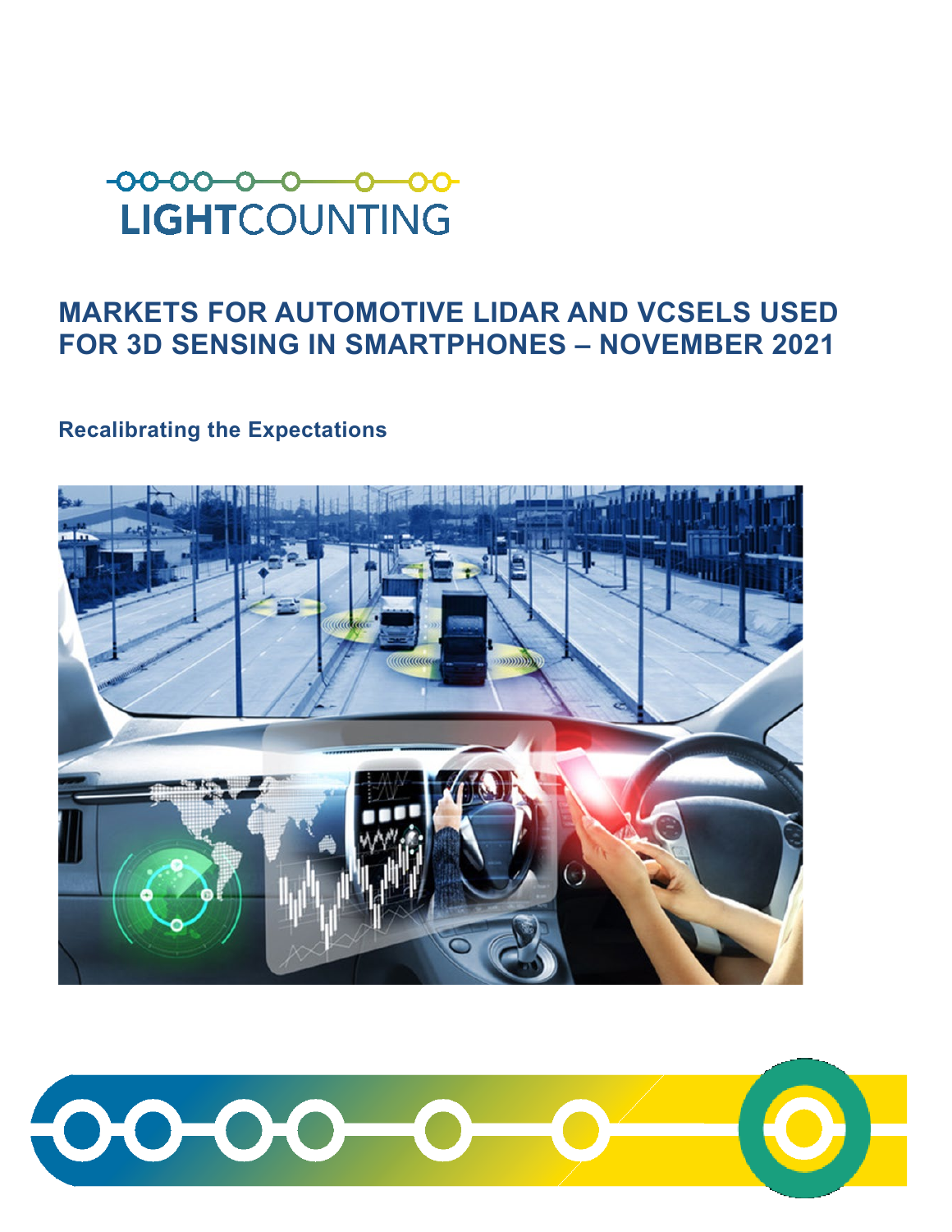LIGHTCOUNTING

# MARKETS FOR AUTOMOTIVE LIDAR AND VCSELS USED FOR 3D SENSING IN SMARTPHONES – NOVEMBER 2021

## Recalibrating the Expectations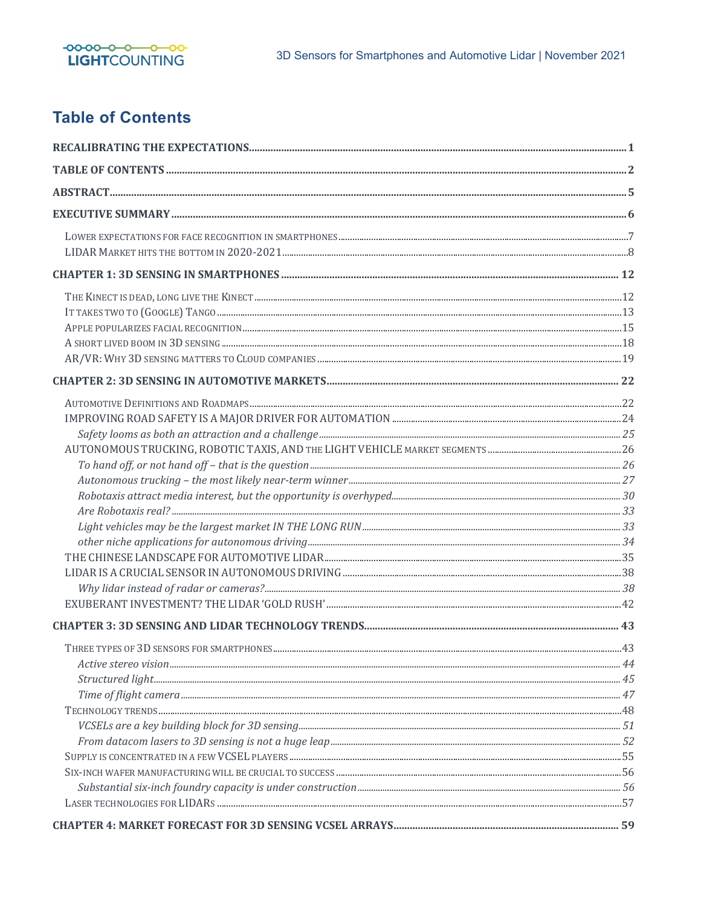# Table of Contents

**RECALIBRATING THE EXPECTATIONS** ... 1

**TABLE OF CONTENTS** ... 2

**ABSTRACT** ... 5

**EXECUTIVE SUMMARY** ... 6

- Lower expectations for face recognition in smartphones ... 7
- Lidar market hits the bottom in 2020-2021 ... 8

**CHAPTER 1: 3D SENSING IN SMARTPHONES** ... 12

- The Kinect is dead, long live the Kinect ... 12
- It takes two to (Google) Tango ... 13
- Apple popularizes facial recognition ... 15
- A short lived boom in 3D sensing ... 18
- AR/VR: Why 3D sensing matters to Cloud companies ... 19

**CHAPTER 2: 3D SENSING IN AUTOMOTIVE MARKETS** ... 22

- Automotive Definitions and Roadmaps ... 22
- IMPROVING ROAD SAFETY IS A MAJOR DRIVER FOR AUTOMATION ... 24
  - *Safety looms as both an attraction and a challenge* ... 25
- AUTONOMOUS TRUCKING, ROBOTIC TAXIS, AND THE LIGHT VEHICLE MARKET SEGMENTS ... 26
  - *To hand off, or not hand off – that is the question* ... 26
  - *Autonomous trucking – the most likely near-term winner* ... 27
  - *Robotaxis attract media interest, but the opportunity is overhyped* ... 30
  - *Are Robotaxis real?* ... 33
  - *Light vehicles may be the largest market IN THE LONG RUN* ... 33
  - *other niche applications for autonomous driving* ... 34
- THE CHINESE LANDSCAPE FOR AUTOMOTIVE LIDAR ... 35
- LIDAR IS A CRUCIAL SENSOR IN AUTONOMOUS DRIVING ... 38
  - *Why lidar instead of radar or cameras?* ... 38
- EXUBERANT INVESTMENT? THE LIDAR 'GOLD RUSH' ... 42

**CHAPTER 3: 3D SENSING AND LIDAR TECHNOLOGY TRENDS** ... 43

- Three types of 3D sensors for smartphones ... 43
  - *Active stereo vision* ... 44
  - *Structured light* ... 45
  - *Time of flight camera* ... 47
- Technology trends ... 48
  - *VCSELs are a key building block for 3D sensing* ... 51
  - *From datacom lasers to 3D sensing is not a huge leap* ... 52
- Supply is concentrated in a few VCSEL players ... 55
- Six-inch wafer manufacturing will be crucial to success ... 56
  - *Substantial six-inch foundry capacity is under construction* ... 56
- Laser technologies for LIDARs ... 57

**CHAPTER 4: MARKET FORECAST FOR 3D SENSING VCSEL ARRAYS** ... 59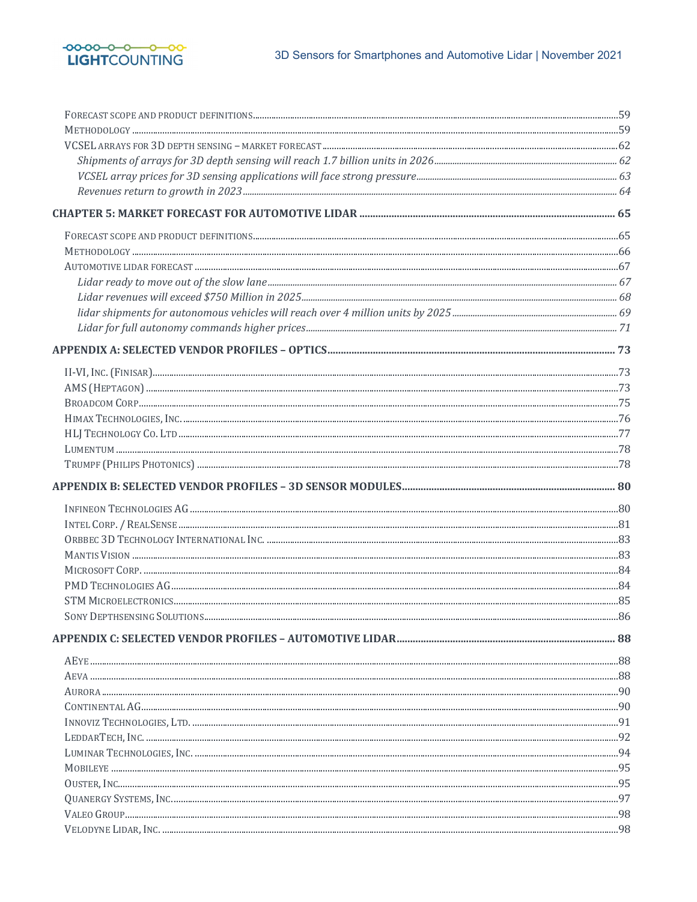Forecast scope and product definitions ........ 59
Methodology ........ 59
VCSEL arrays for 3D depth sensing – market forecast ........ 62
*Shipments of arrays for 3D depth sensing will reach 1.7 billion units in 2026* ........ 62
*VCSEL array prices for 3D sensing applications will face strong pressure* ........ 63
*Revenues return to growth in 2023* ........ 64

**CHAPTER 5: MARKET FORECAST FOR AUTOMOTIVE LIDAR ........ 65**

Forecast scope and product definitions ........ 65
Methodology ........ 66
Automotive lidar forecast ........ 67
*Lidar ready to move out of the slow lane* ........ 67
*Lidar revenues will exceed $750 Million in 2025* ........ 68
*lidar shipments for autonomous vehicles will reach over 4 million units by 2025* ........ 69
*Lidar for full autonomy commands higher prices* ........ 71

**APPENDIX A: SELECTED VENDOR PROFILES – OPTICS ........ 73**

II-VI, Inc. (Finisar) ........ 73
AMS (Heptagon) ........ 73
Broadcom Corp ........ 75
Himax Technologies, Inc. ........ 76
HLJ Technology Co. Ltd ........ 77
Lumentum ........ 78
Trumpf (Philips Photonics) ........ 78

**APPENDIX B: SELECTED VENDOR PROFILES – 3D SENSOR MODULES ........ 80**

Infineon Technologies AG ........ 80
Intel Corp. / RealSense ........ 81
Orbbec 3D Technology International Inc. ........ 83
Mantis Vision ........ 83
Microsoft Corp. ........ 84
PMD Technologies AG ........ 84
STM Microelectronics ........ 85
Sony Depthsensing Solutions ........ 86

**APPENDIX C: SELECTED VENDOR PROFILES – AUTOMOTIVE LIDAR ........ 88**

AEye ........ 88
Aeva ........ 88
Aurora ........ 90
Continental AG ........ 90
Innoviz Technologies, Ltd. ........ 91
LeddarTech, Inc. ........ 92
Luminar Technologies, Inc. ........ 94
Mobileye ........ 95
Ouster, Inc ........ 95
Quanergy Systems, Inc. ........ 97
Valeo Group ........ 98
Velodyne Lidar, Inc. ........ 98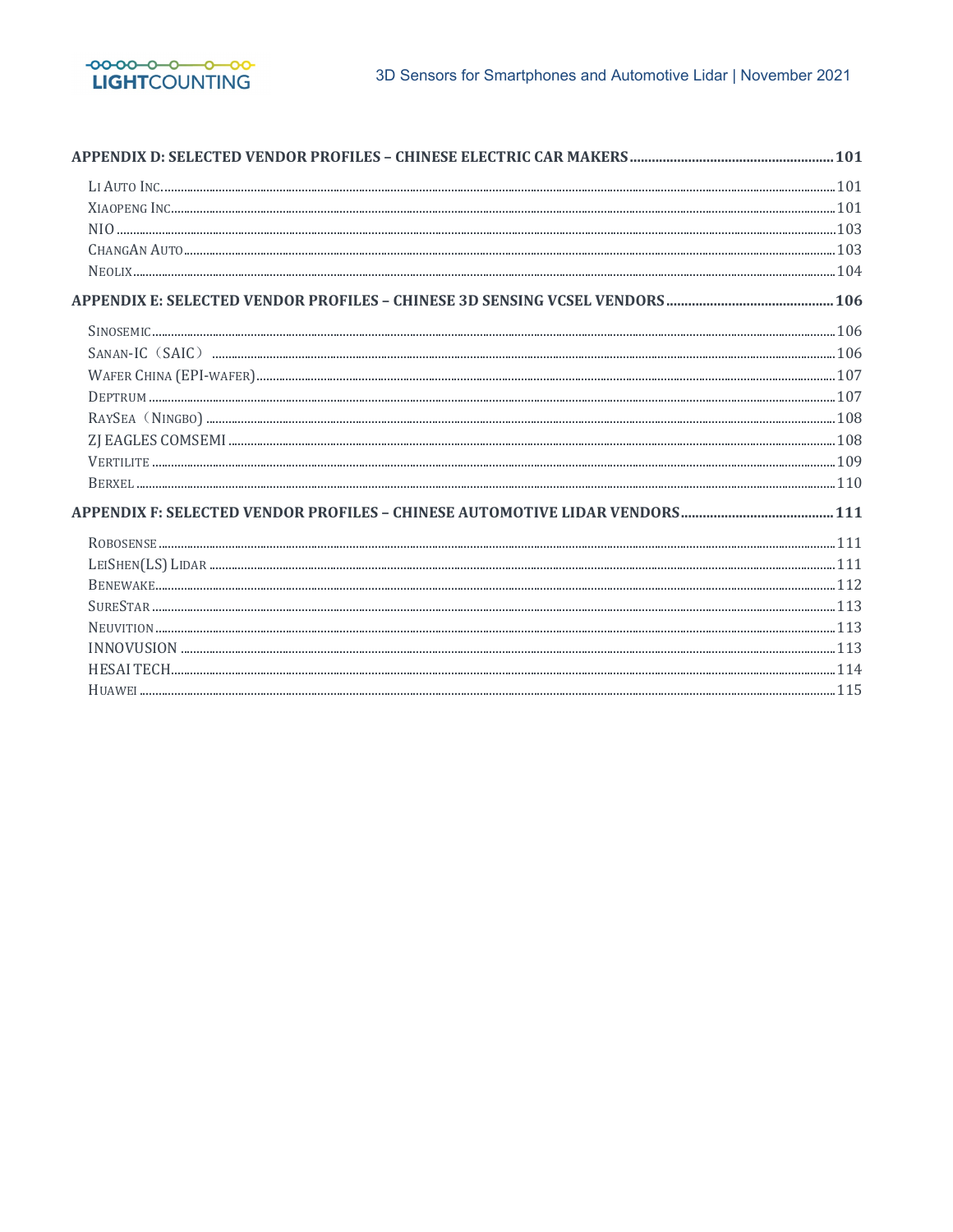**APPENDIX D: SELECTED VENDOR PROFILES – CHINESE ELECTRIC CAR MAKERS ........ 101**

- Li Auto Inc. ........ 101
- Xiaopeng Inc. ........ 101
- NIO ........ 103
- ChangAn Auto ........ 103
- Neolix ........ 104

**APPENDIX E: SELECTED VENDOR PROFILES – CHINESE 3D SENSING VCSEL VENDORS ........ 106**

- Sinosemic ........ 106
- Sanan-IC（SAIC） ........ 106
- Wafer China (EPI-wafer) ........ 107
- Deptrum ........ 107
- RaySea（Ningbo） ........ 108
- ZJ EAGLES COMSEMI ........ 108
- Vertilite ........ 109
- Berxel ........ 110

**APPENDIX F: SELECTED VENDOR PROFILES – CHINESE AUTOMOTIVE LIDAR VENDORS ........ 111**

- RoboSense ........ 111
- LeiShen(LS) Lidar ........ 111
- Benewake ........ 112
- SureStar ........ 113
- Neuvition ........ 113
- INNOVUSION ........ 113
- HESAI TECH ........ 114
- Huawei ........ 115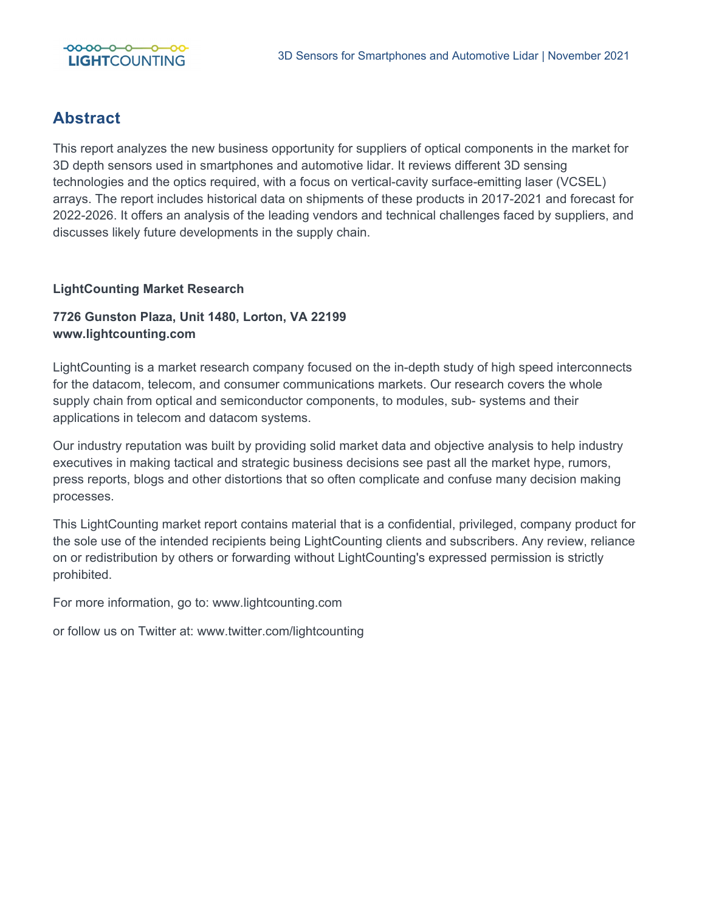## Abstract

This report analyzes the new business opportunity for suppliers of optical components in the market for 3D depth sensors used in smartphones and automotive lidar. It reviews different 3D sensing technologies and the optics required, with a focus on vertical-cavity surface-emitting laser (VCSEL) arrays. The report includes historical data on shipments of these products in 2017-2021 and forecast for 2022-2026. It offers an analysis of the leading vendors and technical challenges faced by suppliers, and discusses likely future developments in the supply chain.

**LightCounting Market Research**

**7726 Gunston Plaza, Unit 1480, Lorton, VA 22199**
**www.lightcounting.com**

LightCounting is a market research company focused on the in-depth study of high speed interconnects for the datacom, telecom, and consumer communications markets. Our research covers the whole supply chain from optical and semiconductor components, to modules, sub- systems and their applications in telecom and datacom systems.

Our industry reputation was built by providing solid market data and objective analysis to help industry executives in making tactical and strategic business decisions see past all the market hype, rumors, press reports, blogs and other distortions that so often complicate and confuse many decision making processes.

This LightCounting market report contains material that is a confidential, privileged, company product for the sole use of the intended recipients being LightCounting clients and subscribers. Any review, reliance on or redistribution by others or forwarding without LightCounting's expressed permission is strictly prohibited.

For more information, go to: www.lightcounting.com

or follow us on Twitter at: www.twitter.com/lightcounting